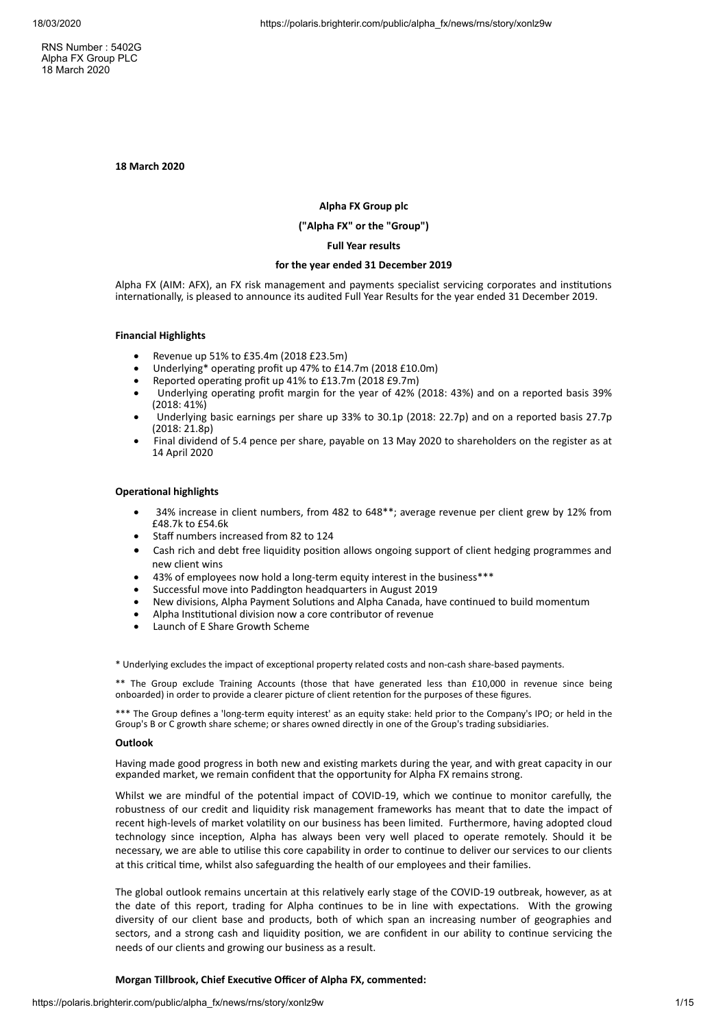RNS Number : 5402G
Alpha FX Group PLC
18 March 2020

**18 March 2020**

**Alpha FX Group plc**

**("Alpha FX" or the "Group")**

**Full Year results**

**for the year ended 31 December 2019**

Alpha FX (AIM: AFX), an FX risk management and payments specialist servicing corporates and institutions internationally, is pleased to announce its audited Full Year Results for the year ended 31 December 2019.

**Financial Highlights**

- Revenue up 51% to £35.4m (2018 £23.5m)
- Underlying* operating profit up 47% to £14.7m (2018 £10.0m)
- Reported operating profit up 41% to £13.7m (2018 £9.7m)
- Underlying operating profit margin for the year of 42% (2018: 43%) and on a reported basis 39% (2018: 41%)
- Underlying basic earnings per share up 33% to 30.1p (2018: 22.7p) and on a reported basis 27.7p (2018: 21.8p)
- Final dividend of 5.4 pence per share, payable on 13 May 2020 to shareholders on the register as at 14 April 2020

**Operational highlights**

- 34% increase in client numbers, from 482 to 648**; average revenue per client grew by 12% from £48.7k to £54.6k
- Staff numbers increased from 82 to 124
- Cash rich and debt free liquidity position allows ongoing support of client hedging programmes and new client wins
- 43% of employees now hold a long-term equity interest in the business***
- Successful move into Paddington headquarters in August 2019
- New divisions, Alpha Payment Solutions and Alpha Canada, have continued to build momentum
- Alpha Institutional division now a core contributor of revenue
- Launch of E Share Growth Scheme

* Underlying excludes the impact of exceptional property related costs and non-cash share-based payments.

** The Group exclude Training Accounts (those that have generated less than £10,000 in revenue since being onboarded) in order to provide a clearer picture of client retention for the purposes of these figures.

*** The Group defines a 'long-term equity interest' as an equity stake: held prior to the Company's IPO; or held in the Group's B or C growth share scheme; or shares owned directly in one of the Group's trading subsidiaries.

**Outlook**

Having made good progress in both new and existing markets during the year, and with great capacity in our expanded market, we remain confident that the opportunity for Alpha FX remains strong.

Whilst we are mindful of the potential impact of COVID-19, which we continue to monitor carefully, the robustness of our credit and liquidity risk management frameworks has meant that to date the impact of recent high-levels of market volatility on our business has been limited. Furthermore, having adopted cloud technology since inception, Alpha has always been very well placed to operate remotely. Should it be necessary, we are able to utilise this core capability in order to continue to deliver our services to our clients at this critical time, whilst also safeguarding the health of our employees and their families.

The global outlook remains uncertain at this relatively early stage of the COVID-19 outbreak, however, as at the date of this report, trading for Alpha continues to be in line with expectations. With the growing diversity of our client base and products, both of which span an increasing number of geographies and sectors, and a strong cash and liquidity position, we are confident in our ability to continue servicing the needs of our clients and growing our business as a result.

**Morgan Tillbrook, Chief Executive Officer of Alpha FX, commented:**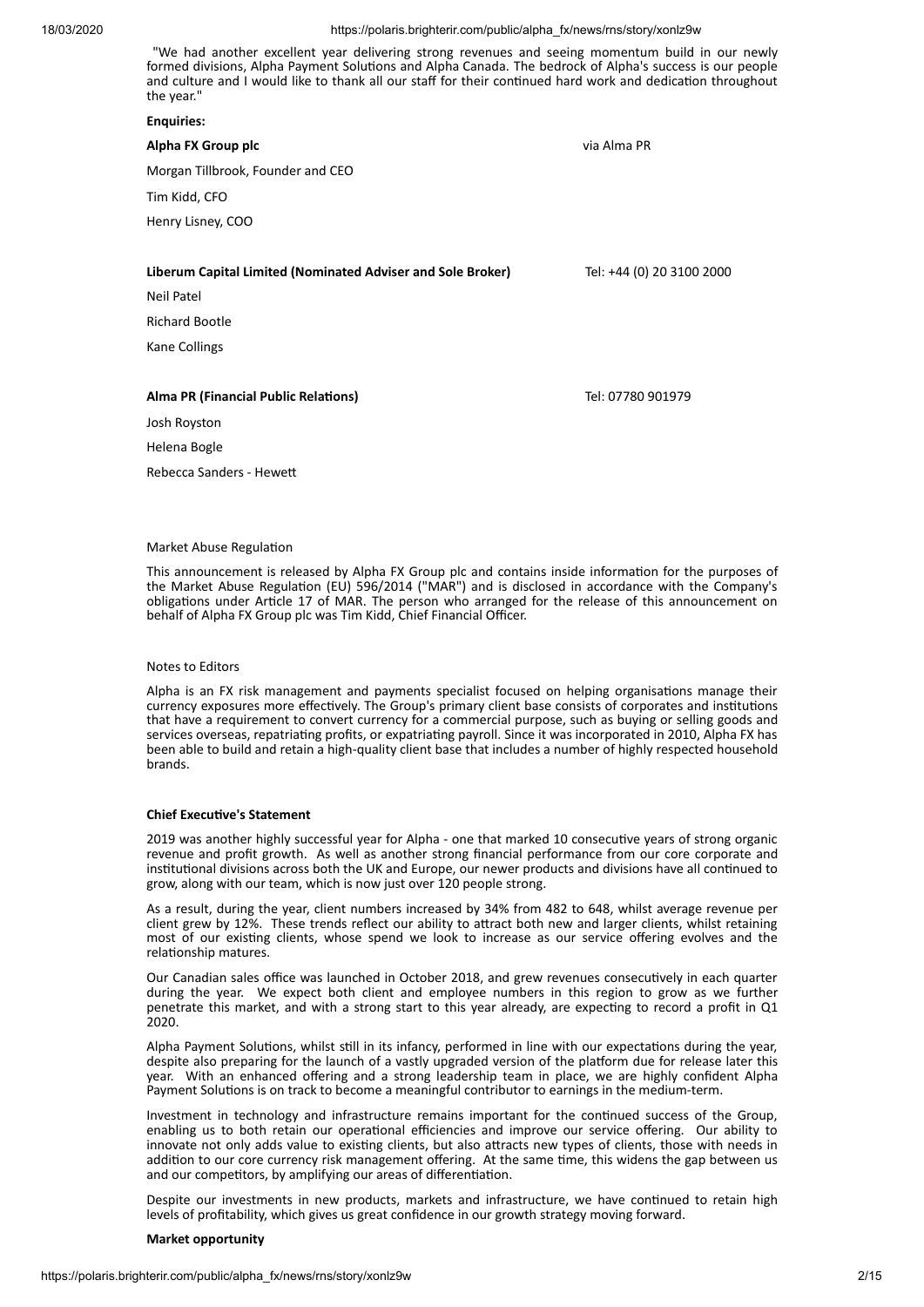"We had another excellent year delivering strong revenues and seeing momentum build in our newly formed divisions, Alpha Payment Solutions and Alpha Canada. The bedrock of Alpha's success is our people and culture and I would like to thank all our staff for their continued hard work and dedication throughout the year."

**Enquiries:**

| | |
|---|---|
| **Alpha FX Group plc** | via Alma PR |
| Morgan Tillbrook, Founder and CEO | |
| Tim Kidd, CFO | |
| Henry Lisney, COO | |
| | |
| **Liberum Capital Limited (Nominated Adviser and Sole Broker)** | Tel: +44 (0) 20 3100 2000 |
| Neil Patel | |
| Richard Bootle | |
| Kane Collings | |
| | |
| **Alma PR (Financial Public Relations)** | Tel: 07780 901979 |
| Josh Royston | |
| Helena Bogle | |
| Rebecca Sanders - Hewett | |

Market Abuse Regulation

This announcement is released by Alpha FX Group plc and contains inside information for the purposes of the Market Abuse Regulation (EU) 596/2014 ("MAR") and is disclosed in accordance with the Company's obligations under Article 17 of MAR. The person who arranged for the release of this announcement on behalf of Alpha FX Group plc was Tim Kidd, Chief Financial Officer.

Notes to Editors

Alpha is an FX risk management and payments specialist focused on helping organisations manage their currency exposures more effectively. The Group's primary client base consists of corporates and institutions that have a requirement to convert currency for a commercial purpose, such as buying or selling goods and services overseas, repatriating profits, or expatriating payroll. Since it was incorporated in 2010, Alpha FX has been able to build and retain a high-quality client base that includes a number of highly respected household brands.

**Chief Executive's Statement**

2019 was another highly successful year for Alpha - one that marked 10 consecutive years of strong organic revenue and profit growth. As well as another strong financial performance from our core corporate and institutional divisions across both the UK and Europe, our newer products and divisions have all continued to grow, along with our team, which is now just over 120 people strong.

As a result, during the year, client numbers increased by 34% from 482 to 648, whilst average revenue per client grew by 12%. These trends reflect our ability to attract both new and larger clients, whilst retaining most of our existing clients, whose spend we look to increase as our service offering evolves and the relationship matures.

Our Canadian sales office was launched in October 2018, and grew revenues consecutively in each quarter during the year. We expect both client and employee numbers in this region to grow as we further penetrate this market, and with a strong start to this year already, are expecting to record a profit in Q1 2020.

Alpha Payment Solutions, whilst still in its infancy, performed in line with our expectations during the year, despite also preparing for the launch of a vastly upgraded version of the platform due for release later this year. With an enhanced offering and a strong leadership team in place, we are highly confident Alpha Payment Solutions is on track to become a meaningful contributor to earnings in the medium-term.

Investment in technology and infrastructure remains important for the continued success of the Group, enabling us to both retain our operational efficiencies and improve our service offering. Our ability to innovate not only adds value to existing clients, but also attracts new types of clients, those with needs in addition to our core currency risk management offering. At the same time, this widens the gap between us and our competitors, by amplifying our areas of differentiation.

Despite our investments in new products, markets and infrastructure, we have continued to retain high levels of profitability, which gives us great confidence in our growth strategy moving forward.

**Market opportunity**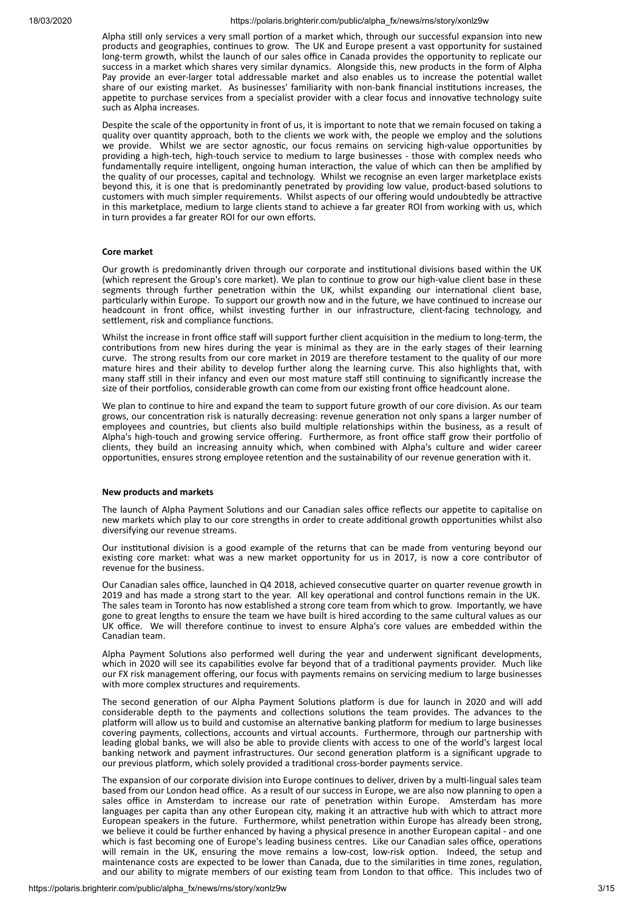Alpha still only services a very small portion of a market which, through our successful expansion into new products and geographies, continues to grow. The UK and Europe present a vast opportunity for sustained long-term growth, whilst the launch of our sales office in Canada provides the opportunity to replicate our success in a market which shares very similar dynamics. Alongside this, new products in the form of Alpha Pay provide an ever-larger total addressable market and also enables us to increase the potential wallet share of our existing market. As businesses' familiarity with non-bank financial institutions increases, the appetite to purchase services from a specialist provider with a clear focus and innovative technology suite such as Alpha increases.

Despite the scale of the opportunity in front of us, it is important to note that we remain focused on taking a quality over quantity approach, both to the clients we work with, the people we employ and the solutions we provide. Whilst we are sector agnostic, our focus remains on servicing high-value opportunities by providing a high-tech, high-touch service to medium to large businesses - those with complex needs who fundamentally require intelligent, ongoing human interaction, the value of which can then be amplified by the quality of our processes, capital and technology. Whilst we recognise an even larger marketplace exists beyond this, it is one that is predominantly penetrated by providing low value, product-based solutions to customers with much simpler requirements. Whilst aspects of our offering would undoubtedly be attractive in this marketplace, medium to large clients stand to achieve a far greater ROI from working with us, which in turn provides a far greater ROI for our own efforts.

**Core market**

Our growth is predominantly driven through our corporate and institutional divisions based within the UK (which represent the Group's core market). We plan to continue to grow our high-value client base in these segments through further penetration within the UK, whilst expanding our international client base, particularly within Europe. To support our growth now and in the future, we have continued to increase our headcount in front office, whilst investing further in our infrastructure, client-facing technology, and settlement, risk and compliance functions.

Whilst the increase in front office staff will support further client acquisition in the medium to long-term, the contributions from new hires during the year is minimal as they are in the early stages of their learning curve. The strong results from our core market in 2019 are therefore testament to the quality of our more mature hires and their ability to develop further along the learning curve. This also highlights that, with many staff still in their infancy and even our most mature staff still continuing to significantly increase the size of their portfolios, considerable growth can come from our existing front office headcount alone.

We plan to continue to hire and expand the team to support future growth of our core division. As our team grows, our concentration risk is naturally decreasing: revenue generation not only spans a larger number of employees and countries, but clients also build multiple relationships within the business, as a result of Alpha's high-touch and growing service offering. Furthermore, as front office staff grow their portfolio of clients, they build an increasing annuity which, when combined with Alpha's culture and wider career opportunities, ensures strong employee retention and the sustainability of our revenue generation with it.

**New products and markets**

The launch of Alpha Payment Solutions and our Canadian sales office reflects our appetite to capitalise on new markets which play to our core strengths in order to create additional growth opportunities whilst also diversifying our revenue streams.

Our institutional division is a good example of the returns that can be made from venturing beyond our existing core market: what was a new market opportunity for us in 2017, is now a core contributor of revenue for the business.

Our Canadian sales office, launched in Q4 2018, achieved consecutive quarter on quarter revenue growth in 2019 and has made a strong start to the year. All key operational and control functions remain in the UK. The sales team in Toronto has now established a strong core team from which to grow. Importantly, we have gone to great lengths to ensure the team we have built is hired according to the same cultural values as our UK office. We will therefore continue to invest to ensure Alpha's core values are embedded within the Canadian team.

Alpha Payment Solutions also performed well during the year and underwent significant developments, which in 2020 will see its capabilities evolve far beyond that of a traditional payments provider. Much like our FX risk management offering, our focus with payments remains on servicing medium to large businesses with more complex structures and requirements.

The second generation of our Alpha Payment Solutions platform is due for launch in 2020 and will add considerable depth to the payments and collections solutions the team provides. The advances to the platform will allow us to build and customise an alternative banking platform for medium to large businesses covering payments, collections, accounts and virtual accounts. Furthermore, through our partnership with leading global banks, we will also be able to provide clients with access to one of the world's largest local banking network and payment infrastructures. Our second generation platform is a significant upgrade to our previous platform, which solely provided a traditional cross-border payments service.

The expansion of our corporate division into Europe continues to deliver, driven by a multi-lingual sales team based from our London head office. As a result of our success in Europe, we are also now planning to open a sales office in Amsterdam to increase our rate of penetration within Europe. Amsterdam has more languages per capita than any other European city, making it an attractive hub with which to attract more European speakers in the future. Furthermore, whilst penetration within Europe has already been strong, we believe it could be further enhanced by having a physical presence in another European capital - and one which is fast becoming one of Europe's leading business centres. Like our Canadian sales office, operations will remain in the UK, ensuring the move remains a low-cost, low-risk option. Indeed, the setup and maintenance costs are expected to be lower than Canada, due to the similarities in time zones, regulation, and our ability to migrate members of our existing team from London to that office. This includes two of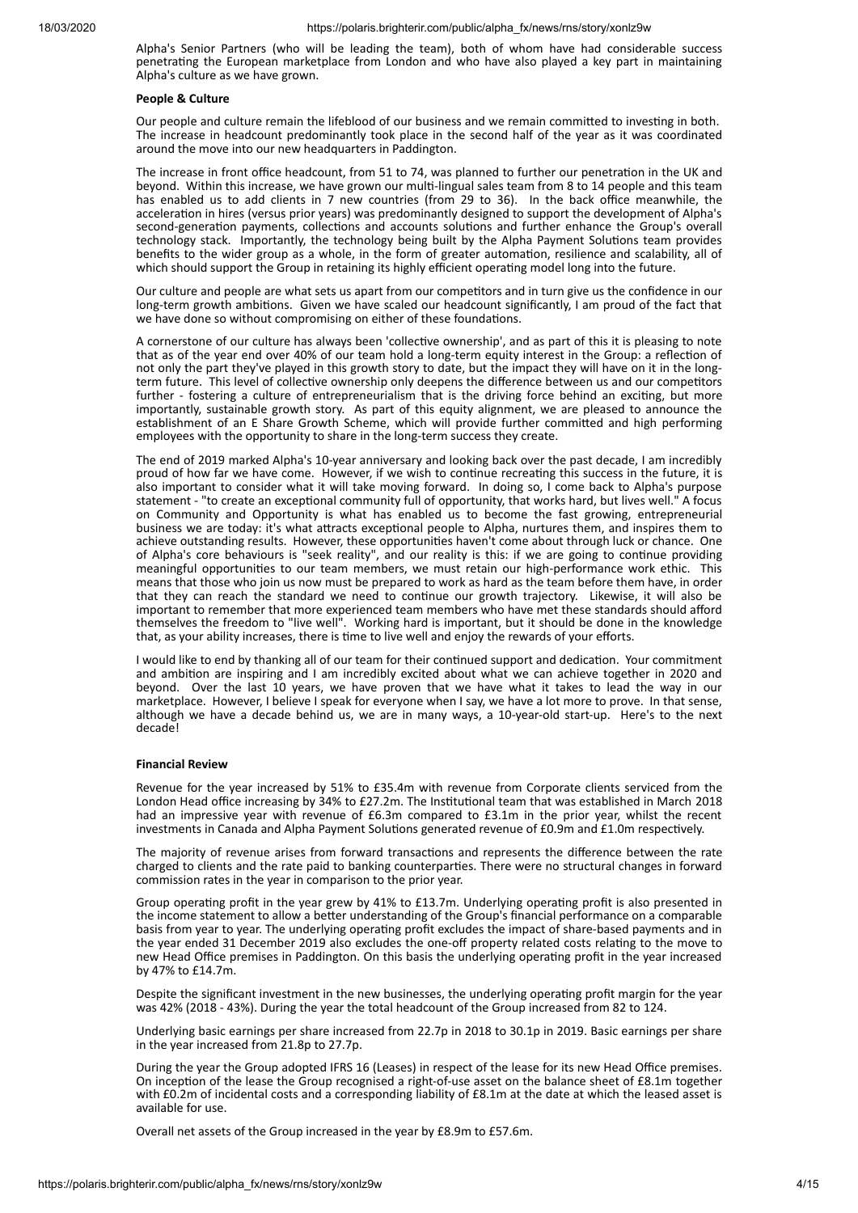Alpha's Senior Partners (who will be leading the team), both of whom have had considerable success penetrating the European marketplace from London and who have also played a key part in maintaining Alpha's culture as we have grown.

**People & Culture**

Our people and culture remain the lifeblood of our business and we remain committed to investing in both. The increase in headcount predominantly took place in the second half of the year as it was coordinated around the move into our new headquarters in Paddington.

The increase in front office headcount, from 51 to 74, was planned to further our penetration in the UK and beyond. Within this increase, we have grown our multi-lingual sales team from 8 to 14 people and this team has enabled us to add clients in 7 new countries (from 29 to 36). In the back office meanwhile, the acceleration in hires (versus prior years) was predominantly designed to support the development of Alpha's second-generation payments, collections and accounts solutions and further enhance the Group's overall technology stack. Importantly, the technology being built by the Alpha Payment Solutions team provides benefits to the wider group as a whole, in the form of greater automation, resilience and scalability, all of which should support the Group in retaining its highly efficient operating model long into the future.

Our culture and people are what sets us apart from our competitors and in turn give us the confidence in our long-term growth ambitions. Given we have scaled our headcount significantly, I am proud of the fact that we have done so without compromising on either of these foundations.

A cornerstone of our culture has always been 'collective ownership', and as part of this it is pleasing to note that as of the year end over 40% of our team hold a long-term equity interest in the Group: a reflection of not only the part they've played in this growth story to date, but the impact they will have on it in the long-term future. This level of collective ownership only deepens the difference between us and our competitors further - fostering a culture of entrepreneurialism that is the driving force behind an exciting, but more importantly, sustainable growth story. As part of this equity alignment, we are pleased to announce the establishment of an E Share Growth Scheme, which will provide further committed and high performing employees with the opportunity to share in the long-term success they create.

The end of 2019 marked Alpha's 10-year anniversary and looking back over the past decade, I am incredibly proud of how far we have come. However, if we wish to continue recreating this success in the future, it is also important to consider what it will take moving forward. In doing so, I come back to Alpha's purpose statement - "to create an exceptional community full of opportunity, that works hard, but lives well." A focus on Community and Opportunity is what has enabled us to become the fast growing, entrepreneurial business we are today: it's what attracts exceptional people to Alpha, nurtures them, and inspires them to achieve outstanding results. However, these opportunities haven't come about through luck or chance. One of Alpha's core behaviours is "seek reality", and our reality is this: if we are going to continue providing meaningful opportunities to our team members, we must retain our high-performance work ethic. This means that those who join us now must be prepared to work as hard as the team before them have, in order that they can reach the standard we need to continue our growth trajectory. Likewise, it will also be important to remember that more experienced team members who have met these standards should afford themselves the freedom to "live well". Working hard is important, but it should be done in the knowledge that, as your ability increases, there is time to live well and enjoy the rewards of your efforts.

I would like to end by thanking all of our team for their continued support and dedication. Your commitment and ambition are inspiring and I am incredibly excited about what we can achieve together in 2020 and beyond. Over the last 10 years, we have proven that we have what it takes to lead the way in our marketplace. However, I believe I speak for everyone when I say, we have a lot more to prove. In that sense, although we have a decade behind us, we are in many ways, a 10-year-old start-up. Here's to the next decade!

**Financial Review**

Revenue for the year increased by 51% to £35.4m with revenue from Corporate clients serviced from the London Head office increasing by 34% to £27.2m. The Institutional team that was established in March 2018 had an impressive year with revenue of £6.3m compared to £3.1m in the prior year, whilst the recent investments in Canada and Alpha Payment Solutions generated revenue of £0.9m and £1.0m respectively.

The majority of revenue arises from forward transactions and represents the difference between the rate charged to clients and the rate paid to banking counterparties. There were no structural changes in forward commission rates in the year in comparison to the prior year.

Group operating profit in the year grew by 41% to £13.7m. Underlying operating profit is also presented in the income statement to allow a better understanding of the Group's financial performance on a comparable basis from year to year. The underlying operating profit excludes the impact of share-based payments and in the year ended 31 December 2019 also excludes the one-off property related costs relating to the move to new Head Office premises in Paddington. On this basis the underlying operating profit in the year increased by 47% to £14.7m.

Despite the significant investment in the new businesses, the underlying operating profit margin for the year was 42% (2018 - 43%). During the year the total headcount of the Group increased from 82 to 124.

Underlying basic earnings per share increased from 22.7p in 2018 to 30.1p in 2019. Basic earnings per share in the year increased from 21.8p to 27.7p.

During the year the Group adopted IFRS 16 (Leases) in respect of the lease for its new Head Office premises. On inception of the lease the Group recognised a right-of-use asset on the balance sheet of £8.1m together with £0.2m of incidental costs and a corresponding liability of £8.1m at the date at which the leased asset is available for use.

Overall net assets of the Group increased in the year by £8.9m to £57.6m.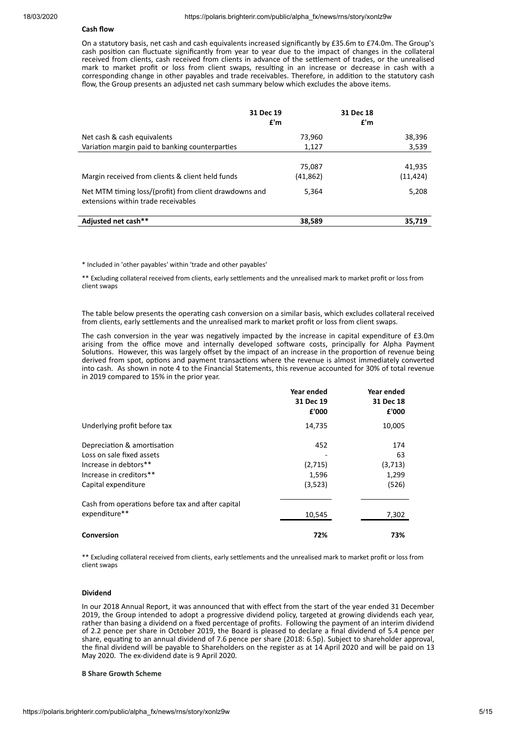**Cash flow**

On a statutory basis, net cash and cash equivalents increased significantly by £35.6m to £74.0m. The Group's cash position can fluctuate significantly from year to year due to the impact of changes in the collateral received from clients, cash received from clients in advance of the settlement of trades, or the unrealised mark to market profit or loss from client swaps, resulting in an increase or decrease in cash with a corresponding change in other payables and trade receivables. Therefore, in addition to the statutory cash flow, the Group presents an adjusted net cash summary below which excludes the above items.

| | 31 Dec 19 £'m | 31 Dec 18 £'m |
|---|---|---|
| Net cash & cash equivalents | 73,960 | 38,396 |
| Variation margin paid to banking counterparties | 1,127 | 3,539 |
| | 75,087 | 41,935 |
| Margin received from clients & client held funds | (41,862) | (11,424) |
| Net MTM timing loss/(profit) from client drawdowns and extensions within trade receivables | 5,364 | 5,208 |
| **Adjusted net cash**** | **38,589** | **35,719** |

* Included in 'other payables' within 'trade and other payables'

** Excluding collateral received from clients, early settlements and the unrealised mark to market profit or loss from client swaps

The table below presents the operating cash conversion on a similar basis, which excludes collateral received from clients, early settlements and the unrealised mark to market profit or loss from client swaps.

The cash conversion in the year was negatively impacted by the increase in capital expenditure of £3.0m arising from the office move and internally developed software costs, principally for Alpha Payment Solutions. However, this was largely offset by the impact of an increase in the proportion of revenue being derived from spot, options and payment transactions where the revenue is almost immediately converted into cash. As shown in note 4 to the Financial Statements, this revenue accounted for 30% of total revenue in 2019 compared to 15% in the prior year.

| | Year ended 31 Dec 19 £'000 | Year ended 31 Dec 18 £'000 |
|---|---|---|
| Underlying profit before tax | 14,735 | 10,005 |
| Depreciation & amortisation | 452 | 174 |
| Loss on sale fixed assets | - | 63 |
| Increase in debtors** | (2,715) | (3,713) |
| Increase in creditors** | 1,596 | 1,299 |
| Capital expenditure | (3,523) | (526) |
| Cash from operations before tax and after capital expenditure** | 10,545 | 7,302 |
| **Conversion** | **72%** | **73%** |

** Excluding collateral received from clients, early settlements and the unrealised mark to market profit or loss from client swaps

**Dividend**

In our 2018 Annual Report, it was announced that with effect from the start of the year ended 31 December 2019, the Group intended to adopt a progressive dividend policy, targeted at growing dividends each year, rather than basing a dividend on a fixed percentage of profits. Following the payment of an interim dividend of 2.2 pence per share in October 2019, the Board is pleased to declare a final dividend of 5.4 pence per share, equating to an annual dividend of 7.6 pence per share (2018: 6.5p). Subject to shareholder approval, the final dividend will be payable to Shareholders on the register as at 14 April 2020 and will be paid on 13 May 2020. The ex-dividend date is 9 April 2020.

**B Share Growth Scheme**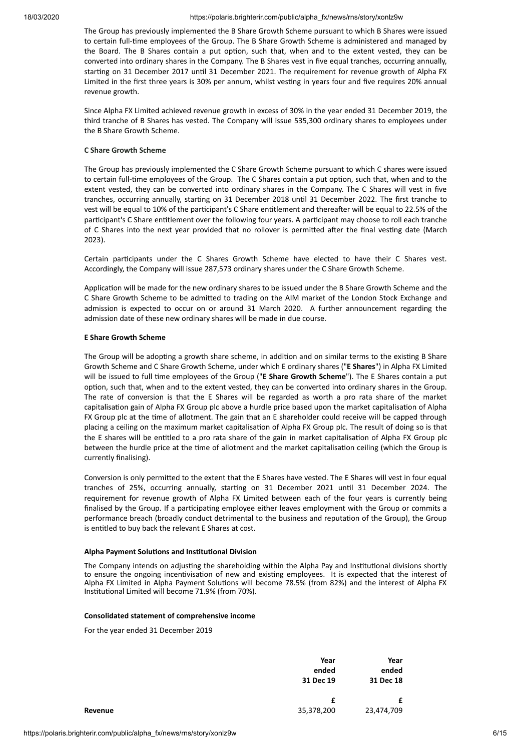The Group has previously implemented the B Share Growth Scheme pursuant to which B Shares were issued to certain full-time employees of the Group. The B Share Growth Scheme is administered and managed by the Board. The B Shares contain a put option, such that, when and to the extent vested, they can be converted into ordinary shares in the Company. The B Shares vest in five equal tranches, occurring annually, starting on 31 December 2017 until 31 December 2021. The requirement for revenue growth of Alpha FX Limited in the first three years is 30% per annum, whilst vesting in years four and five requires 20% annual revenue growth.

Since Alpha FX Limited achieved revenue growth in excess of 30% in the year ended 31 December 2019, the third tranche of B Shares has vested. The Company will issue 535,300 ordinary shares to employees under the B Share Growth Scheme.

**C Share Growth Scheme**

The Group has previously implemented the C Share Growth Scheme pursuant to which C shares were issued to certain full-time employees of the Group. The C Shares contain a put option, such that, when and to the extent vested, they can be converted into ordinary shares in the Company. The C Shares will vest in five tranches, occurring annually, starting on 31 December 2018 until 31 December 2022. The first tranche to vest will be equal to 10% of the participant's C Share entitlement and thereafter will be equal to 22.5% of the participant's C Share entitlement over the following four years. A participant may choose to roll each tranche of C Shares into the next year provided that no rollover is permitted after the final vesting date (March 2023).

Certain participants under the C Shares Growth Scheme have elected to have their C Shares vest. Accordingly, the Company will issue 287,573 ordinary shares under the C Share Growth Scheme.

Application will be made for the new ordinary shares to be issued under the B Share Growth Scheme and the C Share Growth Scheme to be admitted to trading on the AIM market of the London Stock Exchange and admission is expected to occur on or around 31 March 2020. A further announcement regarding the admission date of these new ordinary shares will be made in due course.

**E Share Growth Scheme**

The Group will be adopting a growth share scheme, in addition and on similar terms to the existing B Share Growth Scheme and C Share Growth Scheme, under which E ordinary shares ("**E Shares**") in Alpha FX Limited will be issued to full time employees of the Group ("**E Share Growth Scheme**"). The E Shares contain a put option, such that, when and to the extent vested, they can be converted into ordinary shares in the Group. The rate of conversion is that the E Shares will be regarded as worth a pro rata share of the market capitalisation gain of Alpha FX Group plc above a hurdle price based upon the market capitalisation of Alpha FX Group plc at the time of allotment. The gain that an E shareholder could receive will be capped through placing a ceiling on the maximum market capitalisation of Alpha FX Group plc. The result of doing so is that the E shares will be entitled to a pro rata share of the gain in market capitalisation of Alpha FX Group plc between the hurdle price at the time of allotment and the market capitalisation ceiling (which the Group is currently finalising).

Conversion is only permitted to the extent that the E Shares have vested. The E Shares will vest in four equal tranches of 25%, occurring annually, starting on 31 December 2021 until 31 December 2024. The requirement for revenue growth of Alpha FX Limited between each of the four years is currently being finalised by the Group. If a participating employee either leaves employment with the Group or commits a performance breach (broadly conduct detrimental to the business and reputation of the Group), the Group is entitled to buy back the relevant E Shares at cost.

**Alpha Payment Solutions and Institutional Division**

The Company intends on adjusting the shareholding within the Alpha Pay and Institutional divisions shortly to ensure the ongoing incentivisation of new and existing employees. It is expected that the interest of Alpha FX Limited in Alpha Payment Solutions will become 78.5% (from 82%) and the interest of Alpha FX Institutional Limited will become 71.9% (from 70%).

**Consolidated statement of comprehensive income**

For the year ended 31 December 2019

| | **Year ended 31 Dec 19** | **Year ended 31 Dec 18** |
|---|---|---|
| | **£** | **£** |
| **Revenue** | 35,378,200 | 23,474,709 |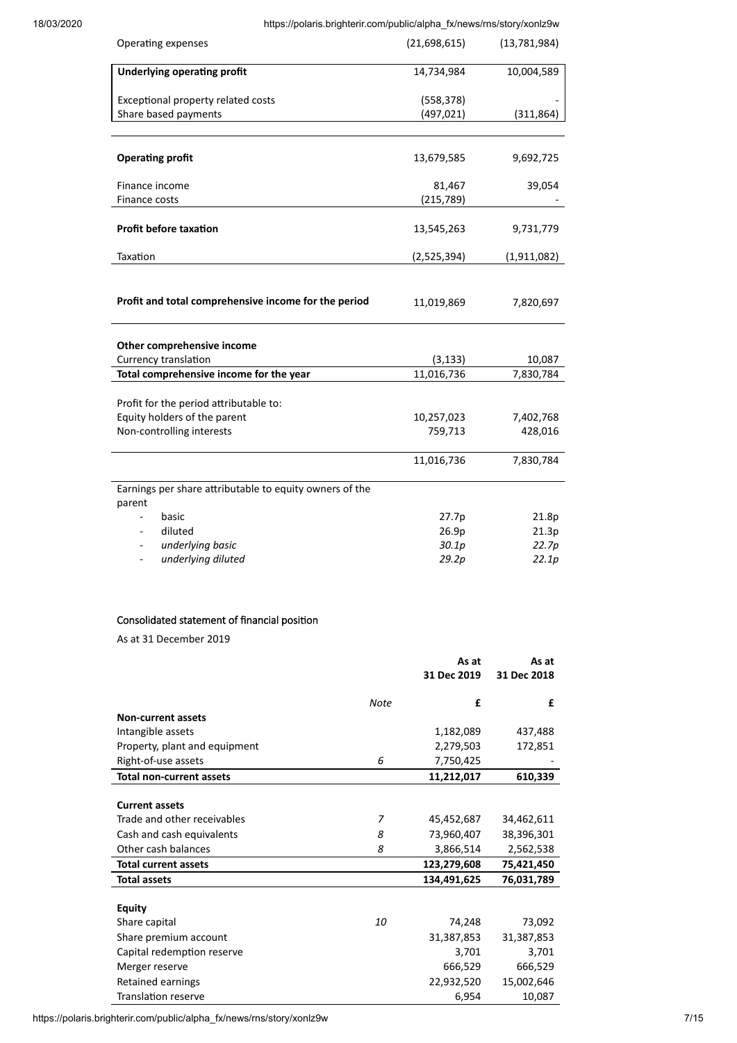| | | |
|---|---|---|
| Operating expenses | (21,698,615) | (13,781,984) |
| **Underlying operating profit** | 14,734,984 | 10,004,589 |
| Exceptional property related costs | (558,378) | - |
| Share based payments | (497,021) | (311,864) |
| **Operating profit** | 13,679,585 | 9,692,725 |
| Finance income | 81,467 | 39,054 |
| Finance costs | (215,789) | - |
| **Profit before taxation** | 13,545,263 | 9,731,779 |
| Taxation | (2,525,394) | (1,911,082) |
| **Profit and total comprehensive income for the period** | 11,019,869 | 7,820,697 |
| **Other comprehensive income** | | |
| Currency translation | (3,133) | 10,087 |
| **Total comprehensive income for the year** | 11,016,736 | 7,830,784 |
| Profit for the period attributable to: | | |
| Equity holders of the parent | 10,257,023 | 7,402,768 |
| Non-controlling interests | 759,713 | 428,016 |
| | 11,016,736 | 7,830,784 |
| Earnings per share attributable to equity owners of the parent | | |
| - basic | 27.7p | 21.8p |
| - diluted | 26.9p | 21.3p |
| - *underlying basic* | *30.1p* | *22.7p* |
| - *underlying diluted* | *29.2p* | *22.1p* |

## Consolidated statement of financial position

As at 31 December 2019

| | Note | As at 31 Dec 2019 | As at 31 Dec 2018 |
|---|---|---|---|
| | | £ | £ |
| **Non-current assets** | | | |
| Intangible assets | | 1,182,089 | 437,488 |
| Property, plant and equipment | | 2,279,503 | 172,851 |
| Right-of-use assets | 6 | 7,750,425 | - |
| **Total non-current assets** | | **11,212,017** | **610,339** |
| **Current assets** | | | |
| Trade and other receivables | 7 | 45,452,687 | 34,462,611 |
| Cash and cash equivalents | 8 | 73,960,407 | 38,396,301 |
| Other cash balances | 8 | 3,866,514 | 2,562,538 |
| **Total current assets** | | **123,279,608** | **75,421,450** |
| **Total assets** | | **134,491,625** | **76,031,789** |
| **Equity** | | | |
| Share capital | 10 | 74,248 | 73,092 |
| Share premium account | | 31,387,853 | 31,387,853 |
| Capital redemption reserve | | 3,701 | 3,701 |
| Merger reserve | | 666,529 | 666,529 |
| Retained earnings | | 22,932,520 | 15,002,646 |
| Translation reserve | | 6,954 | 10,087 |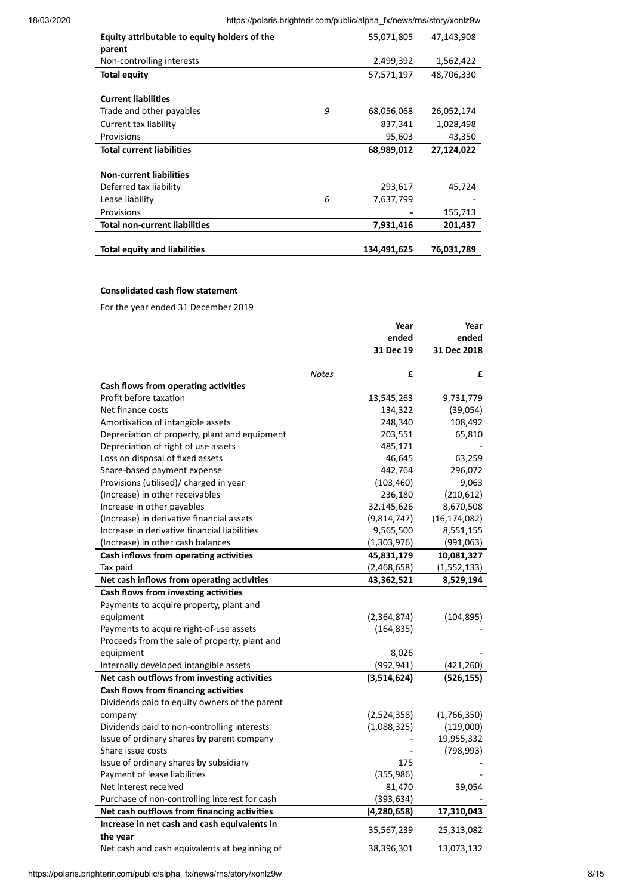| | | | |
|---|---|---|---|
| **Equity attributable to equity holders of the parent** | | 55,071,805 | 47,143,908 |
| Non-controlling interests | | 2,499,392 | 1,562,422 |
| **Total equity** | | 57,571,197 | 48,706,330 |
| | | | |
| **Current liabilities** | | | |
| Trade and other payables | *9* | 68,056,068 | 26,052,174 |
| Current tax liability | | 837,341 | 1,028,498 |
| Provisions | | 95,603 | 43,350 |
| **Total current liabilities** | | **68,989,012** | **27,124,022** |
| | | | |
| **Non-current liabilities** | | | |
| Deferred tax liability | | 293,617 | 45,724 |
| Lease liability | *6* | 7,637,799 | - |
| Provisions | | - | 155,713 |
| **Total non-current liabilities** | | **7,931,416** | **201,437** |
| | | | |
| **Total equity and liabilities** | | **134,491,625** | **76,031,789** |

**Consolidated cash flow statement**

For the year ended 31 December 2019

| | *Notes* | **Year ended 31 Dec 19** **£** | **Year ended 31 Dec 2018** **£** |
|---|---|---|---|
| **Cash flows from operating activities** | | | |
| Profit before taxation | | 13,545,263 | 9,731,779 |
| Net finance costs | | 134,322 | (39,054) |
| Amortisation of intangible assets | | 248,340 | 108,492 |
| Depreciation of property, plant and equipment | | 203,551 | 65,810 |
| Depreciation of right of use assets | | 485,171 | - |
| Loss on disposal of fixed assets | | 46,645 | 63,259 |
| Share-based payment expense | | 442,764 | 296,072 |
| Provisions (utilised)/ charged in year | | (103,460) | 9,063 |
| (Increase) in other receivables | | 236,180 | (210,612) |
| Increase in other payables | | 32,145,626 | 8,670,508 |
| (Increase) in derivative financial assets | | (9,814,747) | (16,174,082) |
| Increase in derivative financial liabilities | | 9,565,500 | 8,551,155 |
| (Increase) in other cash balances | | (1,303,976) | (991,063) |
| **Cash inflows from operating activities** | | **45,831,179** | **10,081,327** |
| Tax paid | | (2,468,658) | (1,552,133) |
| **Net cash inflows from operating activities** | | **43,362,521** | **8,529,194** |
| **Cash flows from investing activities** | | | |
| Payments to acquire property, plant and equipment | | (2,364,874) | (104,895) |
| Payments to acquire right-of-use assets | | (164,835) | - |
| Proceeds from the sale of property, plant and equipment | | 8,026 | - |
| Internally developed intangible assets | | (992,941) | (421,260) |
| **Net cash outflows from investing activities** | | **(3,514,624)** | **(526,155)** |
| **Cash flows from financing activities** | | | |
| Dividends paid to equity owners of the parent company | | (2,524,358) | (1,766,350) |
| Dividends paid to non-controlling interests | | (1,088,325) | (119,000) |
| Issue of ordinary shares by parent company | | - | 19,955,332 |
| Share issue costs | | - | (798,993) |
| Issue of ordinary shares by subsidiary | | 175 | **-** |
| Payment of lease liabilities | | (355,986) | - |
| Net interest received | | 81,470 | 39,054 |
| Purchase of non-controlling interest for cash | | (393,634) | - |
| **Net cash outflows from financing activities** | | **(4,280,658)** | **17,310,043** |
| **Increase in net cash and cash equivalents in the year** | | 35,567,239 | 25,313,082 |
| Net cash and cash equivalents at beginning of | | 38,396,301 | 13,073,132 |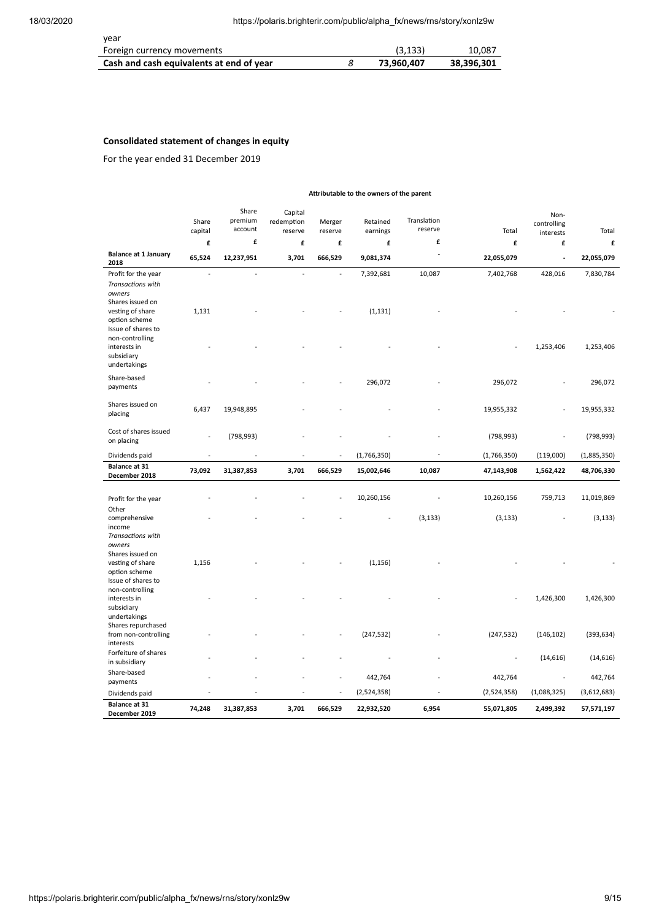| | | | |
|---|---|---|---|
| year | | | |
| Foreign currency movements | | (3,133) | 10,087 |
| **Cash and cash equivalents at end of year** | *8* | **73,960,407** | **38,396,301** |

**Consolidated statement of changes in equity**

For the year ended 31 December 2019

| | Attributable to the owners of the parent | | | | | | | | |
|---|---|---|---|---|---|---|---|---|---|
| | Share capital | Share premium account | Capital redemption reserve | Merger reserve | Retained earnings | Translation reserve | Total | Non-controlling interests | Total |
| | £ | £ | £ | £ | £ | £ | £ | £ | £ |
| **Balance at 1 January 2018** | **65,524** | **12,237,951** | **3,701** | **666,529** | **9,081,374** | **-** | **22,055,079** | **-** | **22,055,079** |
| Profit for the year | - | - | - | - | 7,392,681 | 10,087 | 7,402,768 | 428,016 | 7,830,784 |
| *Transactions with owners* | | | | | | | | | |
| Shares issued on vesting of share option scheme | 1,131 | - | - | - | (1,131) | - | - | - | - |
| Issue of shares to non-controlling interests in subsidiary undertakings | - | - | - | - | - | - | - | 1,253,406 | 1,253,406 |
| Share-based payments | - | - | - | - | 296,072 | - | 296,072 | - | 296,072 |
| Shares issued on placing | 6,437 | 19,948,895 | - | - | - | - | 19,955,332 | - | 19,955,332 |
| Cost of shares issued on placing | - | (798,993) | - | - | - | - | (798,993) | - | (798,993) |
| Dividends paid | - | - | - | - | (1,766,350) | - | (1,766,350) | (119,000) | (1,885,350) |
| **Balance at 31 December 2018** | **73,092** | **31,387,853** | **3,701** | **666,529** | **15,002,646** | **10,087** | **47,143,908** | **1,562,422** | **48,706,330** |
| Profit for the year | - | - | - | - | 10,260,156 | - | 10,260,156 | 759,713 | 11,019,869 |
| Other comprehensive income | - | - | - | - | - | (3,133) | (3,133) | - | (3,133) |
| *Transactions with owners* | | | | | | | | | |
| Shares issued on vesting of share option scheme | 1,156 | - | - | - | (1,156) | - | - | - | - |
| Issue of shares to non-controlling interests in subsidiary undertakings | - | - | - | - | - | - | - | 1,426,300 | 1,426,300 |
| Shares repurchased from non-controlling interests | - | - | - | - | (247,532) | - | (247,532) | (146,102) | (393,634) |
| Forfeiture of shares in subsidiary | - | - | - | - | - | - | - | (14,616) | (14,616) |
| Share-based payments | - | - | - | - | 442,764 | - | 442,764 | - | 442,764 |
| Dividends paid | - | - | - | - | (2,524,358) | - | (2,524,358) | (1,088,325) | (3,612,683) |
| **Balance at 31 December 2019** | **74,248** | **31,387,853** | **3,701** | **666,529** | **22,932,520** | **6,954** | **55,071,805** | **2,499,392** | **57,571,197** |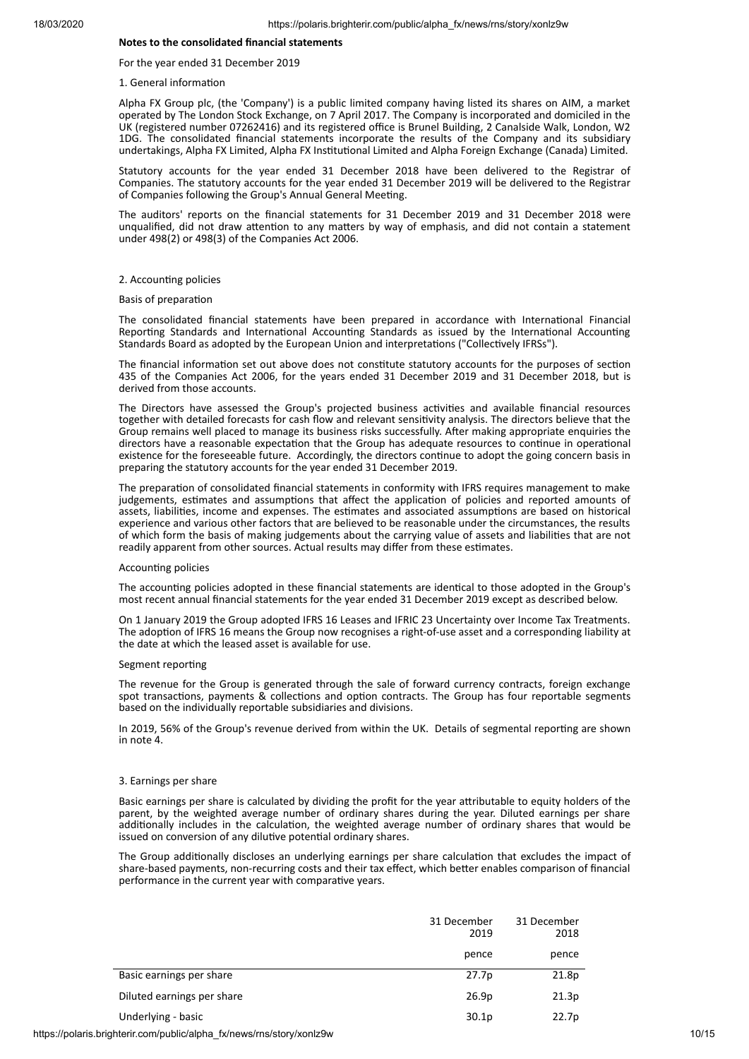**Notes to the consolidated financial statements**

For the year ended 31 December 2019

1. General information

Alpha FX Group plc, (the 'Company') is a public limited company having listed its shares on AIM, a market operated by The London Stock Exchange, on 7 April 2017. The Company is incorporated and domiciled in the UK (registered number 07262416) and its registered office is Brunel Building, 2 Canalside Walk, London, W2 1DG. The consolidated financial statements incorporate the results of the Company and its subsidiary undertakings, Alpha FX Limited, Alpha FX Institutional Limited and Alpha Foreign Exchange (Canada) Limited.

Statutory accounts for the year ended 31 December 2018 have been delivered to the Registrar of Companies. The statutory accounts for the year ended 31 December 2019 will be delivered to the Registrar of Companies following the Group's Annual General Meeting.

The auditors' reports on the financial statements for 31 December 2019 and 31 December 2018 were unqualified, did not draw attention to any matters by way of emphasis, and did not contain a statement under 498(2) or 498(3) of the Companies Act 2006.

2. Accounting policies

Basis of preparation

The consolidated financial statements have been prepared in accordance with International Financial Reporting Standards and International Accounting Standards as issued by the International Accounting Standards Board as adopted by the European Union and interpretations ("Collectively IFRSs").

The financial information set out above does not constitute statutory accounts for the purposes of section 435 of the Companies Act 2006, for the years ended 31 December 2019 and 31 December 2018, but is derived from those accounts.

The Directors have assessed the Group's projected business activities and available financial resources together with detailed forecasts for cash flow and relevant sensitivity analysis. The directors believe that the Group remains well placed to manage its business risks successfully. After making appropriate enquiries the directors have a reasonable expectation that the Group has adequate resources to continue in operational existence for the foreseeable future. Accordingly, the directors continue to adopt the going concern basis in preparing the statutory accounts for the year ended 31 December 2019.

The preparation of consolidated financial statements in conformity with IFRS requires management to make judgements, estimates and assumptions that affect the application of policies and reported amounts of assets, liabilities, income and expenses. The estimates and associated assumptions are based on historical experience and various other factors that are believed to be reasonable under the circumstances, the results of which form the basis of making judgements about the carrying value of assets and liabilities that are not readily apparent from other sources. Actual results may differ from these estimates.

Accounting policies

The accounting policies adopted in these financial statements are identical to those adopted in the Group's most recent annual financial statements for the year ended 31 December 2019 except as described below.

On 1 January 2019 the Group adopted IFRS 16 Leases and IFRIC 23 Uncertainty over Income Tax Treatments. The adoption of IFRS 16 means the Group now recognises a right-of-use asset and a corresponding liability at the date at which the leased asset is available for use.

Segment reporting

The revenue for the Group is generated through the sale of forward currency contracts, foreign exchange spot transactions, payments & collections and option contracts. The Group has four reportable segments based on the individually reportable subsidiaries and divisions.

In 2019, 56% of the Group's revenue derived from within the UK. Details of segmental reporting are shown in note 4.

3. Earnings per share

Basic earnings per share is calculated by dividing the profit for the year attributable to equity holders of the parent, by the weighted average number of ordinary shares during the year. Diluted earnings per share additionally includes in the calculation, the weighted average number of ordinary shares that would be issued on conversion of any dilutive potential ordinary shares.

The Group additionally discloses an underlying earnings per share calculation that excludes the impact of share-based payments, non-recurring costs and their tax effect, which better enables comparison of financial performance in the current year with comparative years.

| | 31 December 2019 | 31 December 2018 |
|---|---|---|
| | pence | pence |
| Basic earnings per share | 27.7p | 21.8p |
| Diluted earnings per share | 26.9p | 21.3p |
| Underlying - basic | 30.1p | 22.7p |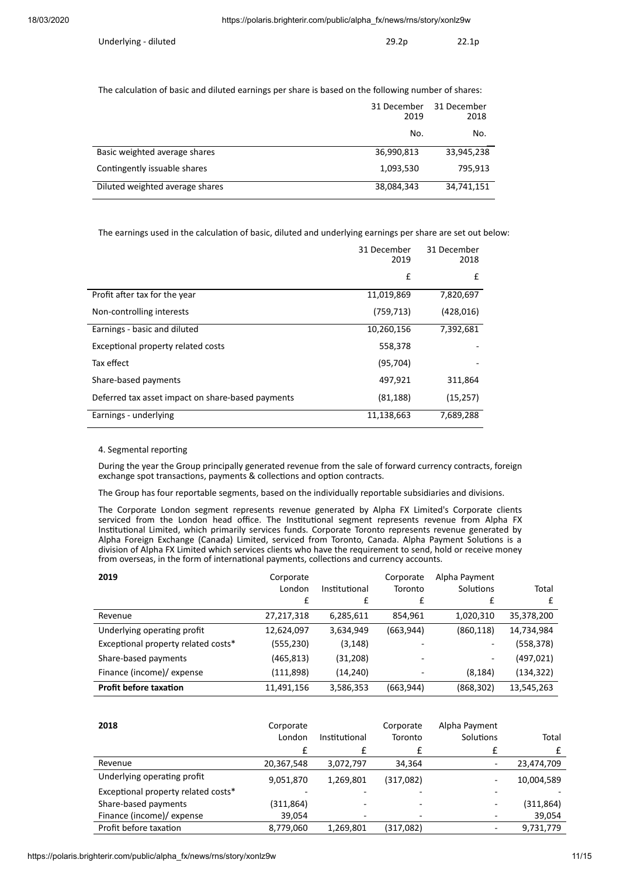| Underlying - diluted | 29.2p | 22.1p |
|---|---|---|

The calculation of basic and diluted earnings per share is based on the following number of shares:

| | 31 December 2019 | 31 December 2018 |
|---|---|---|
| | No. | No. |
| Basic weighted average shares | 36,990,813 | 33,945,238 |
| Contingently issuable shares | 1,093,530 | 795,913 |
| Diluted weighted average shares | 38,084,343 | 34,741,151 |

The earnings used in the calculation of basic, diluted and underlying earnings per share are set out below:

| | 31 December 2019 | 31 December 2018 |
|---|---|---|
| | £ | £ |
| Profit after tax for the year | 11,019,869 | 7,820,697 |
| Non-controlling interests | (759,713) | (428,016) |
| Earnings - basic and diluted | 10,260,156 | 7,392,681 |
| Exceptional property related costs | 558,378 | - |
| Tax effect | (95,704) | - |
| Share-based payments | 497,921 | 311,864 |
| Deferred tax asset impact on share-based payments | (81,188) | (15,257) |
| Earnings - underlying | 11,138,663 | 7,689,288 |

4. Segmental reporting

During the year the Group principally generated revenue from the sale of forward currency contracts, foreign exchange spot transactions, payments & collections and option contracts.

The Group has four reportable segments, based on the individually reportable subsidiaries and divisions.

The Corporate London segment represents revenue generated by Alpha FX Limited's Corporate clients serviced from the London head office. The Institutional segment represents revenue from Alpha FX Institutional Limited, which primarily services funds. Corporate Toronto represents revenue generated by Alpha Foreign Exchange (Canada) Limited, serviced from Toronto, Canada. Alpha Payment Solutions is a division of Alpha FX Limited which services clients who have the requirement to send, hold or receive money from overseas, in the form of international payments, collections and currency accounts.

| 2019 | Corporate London | Institutional | Corporate Toronto | Alpha Payment Solutions | Total |
|---|---|---|---|---|---|
| | £ | £ | £ | £ | £ |
| Revenue | 27,217,318 | 6,285,611 | 854,961 | 1,020,310 | 35,378,200 |
| Underlying operating profit | 12,624,097 | 3,634,949 | (663,944) | (860,118) | 14,734,984 |
| Exceptional property related costs* | (555,230) | (3,148) | - | - | (558,378) |
| Share-based payments | (465,813) | (31,208) | - | - | (497,021) |
| Finance (income)/ expense | (111,898) | (14,240) | - | (8,184) | (134,322) |
| **Profit before taxation** | 11,491,156 | 3,586,353 | (663,944) | (868,302) | 13,545,263 |

| 2018 | Corporate London | Institutional | Corporate Toronto | Alpha Payment Solutions | Total |
|---|---|---|---|---|---|
| | £ | £ | £ | £ | £ |
| Revenue | 20,367,548 | 3,072,797 | 34,364 | - | 23,474,709 |
| Underlying operating profit | 9,051,870 | 1,269,801 | (317,082) | - | 10,004,589 |
| Exceptional property related costs* | - | - | - | - | - |
| Share-based payments | (311,864) | - | - | - | (311,864) |
| Finance (income)/ expense | 39,054 | - | - | - | 39,054 |
| Profit before taxation | 8,779,060 | 1,269,801 | (317,082) | - | 9,731,779 |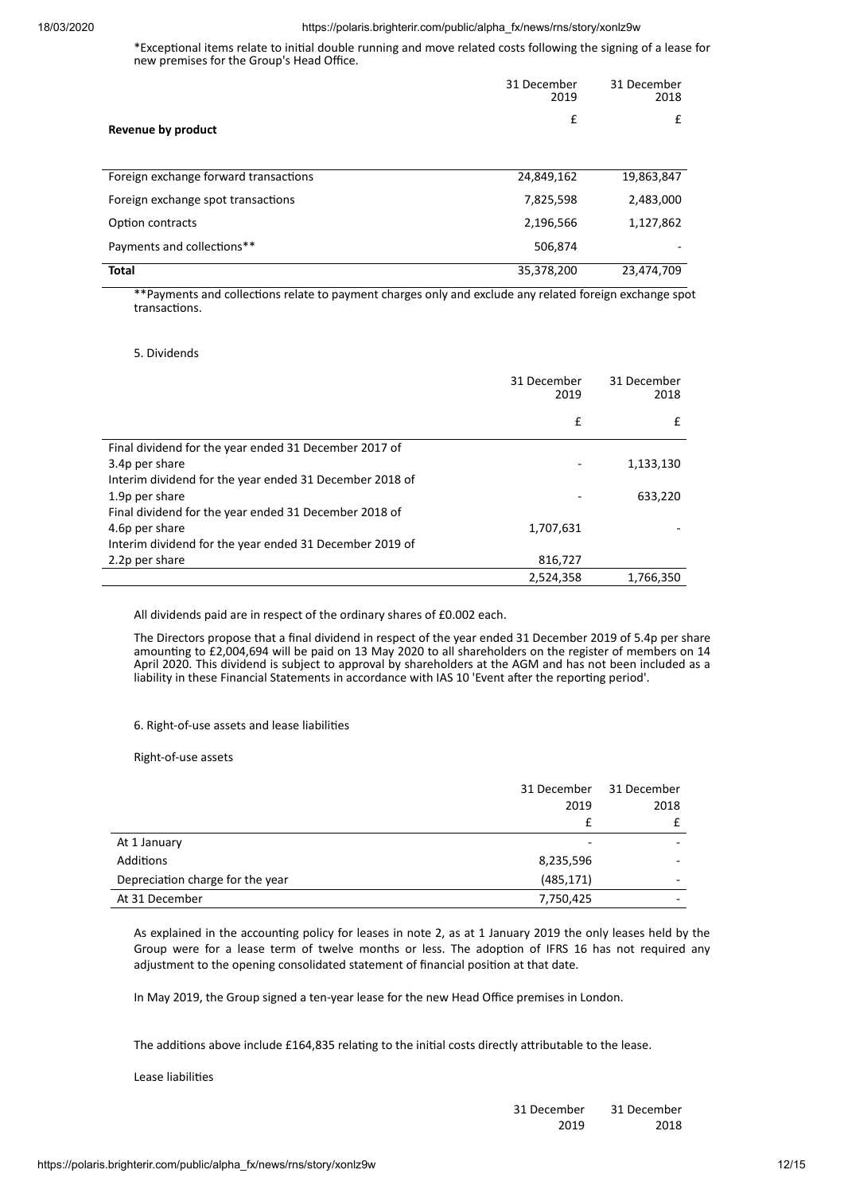*Exceptional items relate to initial double running and move related costs following the signing of a lease for new premises for the Group's Head Office.

| **Revenue by product** | 31 December 2019 £ | 31 December 2018 £ |
|---|---|---|
| Foreign exchange forward transactions | 24,849,162 | 19,863,847 |
| Foreign exchange spot transactions | 7,825,598 | 2,483,000 |
| Option contracts | 2,196,566 | 1,127,862 |
| Payments and collections** | 506,874 | - |
| **Total** | 35,378,200 | 23,474,709 |

**Payments and collections relate to payment charges only and exclude any related foreign exchange spot transactions.

5. Dividends

| | 31 December 2019 £ | 31 December 2018 £ |
|---|---|---|
| Final dividend for the year ended 31 December 2017 of 3.4p per share | - | 1,133,130 |
| Interim dividend for the year ended 31 December 2018 of 1.9p per share | - | 633,220 |
| Final dividend for the year ended 31 December 2018 of 4.6p per share | 1,707,631 | - |
| Interim dividend for the year ended 31 December 2019 of 2.2p per share | 816,727 | |
| | 2,524,358 | 1,766,350 |

All dividends paid are in respect of the ordinary shares of £0.002 each.

The Directors propose that a final dividend in respect of the year ended 31 December 2019 of 5.4p per share amounting to £2,004,694 will be paid on 13 May 2020 to all shareholders on the register of members on 14 April 2020. This dividend is subject to approval by shareholders at the AGM and has not been included as a liability in these Financial Statements in accordance with IAS 10 'Event after the reporting period'.

6. Right-of-use assets and lease liabilities

Right-of-use assets

| | 31 December 2019 £ | 31 December 2018 £ |
|---|---|---|
| At 1 January | - | - |
| Additions | 8,235,596 | - |
| Depreciation charge for the year | (485,171) | - |
| At 31 December | 7,750,425 | - |

As explained in the accounting policy for leases in note 2, as at 1 January 2019 the only leases held by the Group were for a lease term of twelve months or less. The adoption of IFRS 16 has not required any adjustment to the opening consolidated statement of financial position at that date.

In May 2019, the Group signed a ten-year lease for the new Head Office premises in London.

The additions above include £164,835 relating to the initial costs directly attributable to the lease.

Lease liabilities

| | 31 December 2019 | 31 December 2018 |
|---|---|---|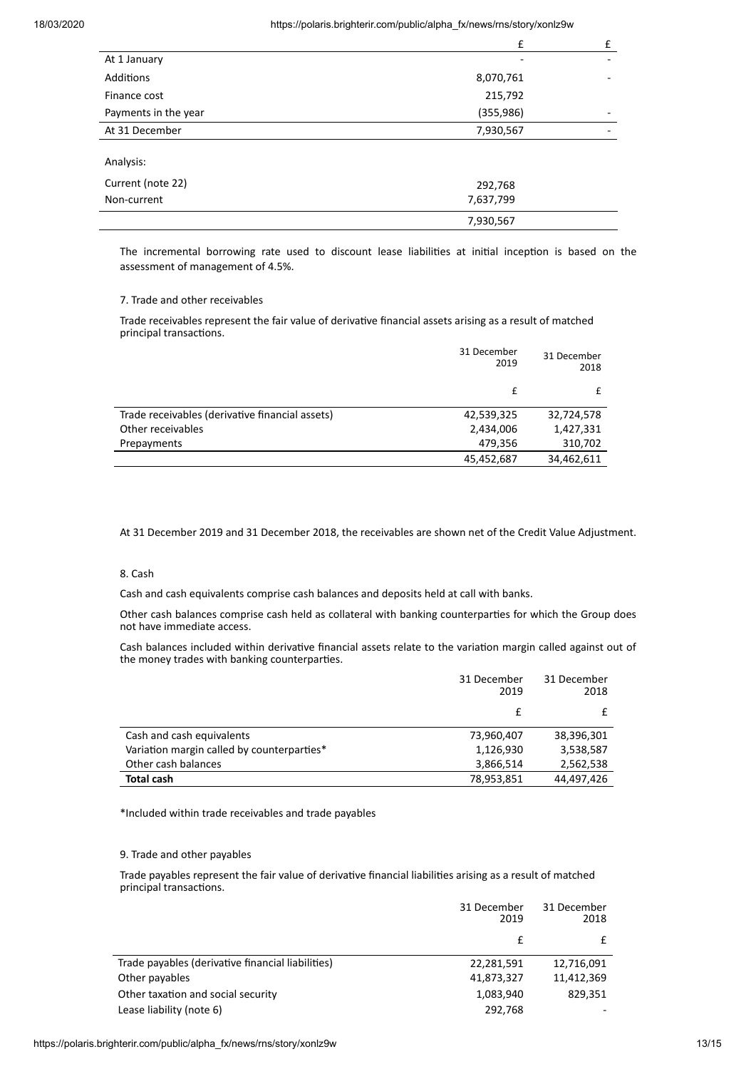| | £ | £ |
|---|---|---|
| At 1 January | - | - |
| Additions | 8,070,761 | - |
| Finance cost | 215,792 | |
| Payments in the year | (355,986) | - |
| At 31 December | 7,930,567 | - |
| | | |
| Analysis: | | |
| Current (note 22) | 292,768 | |
| Non-current | 7,637,799 | |
| | 7,930,567 | |

The incremental borrowing rate used to discount lease liabilities at initial inception is based on the assessment of management of 4.5%.

7. Trade and other receivables

Trade receivables represent the fair value of derivative financial assets arising as a result of matched principal transactions.

| | 31 December 2019 | 31 December 2018 |
|---|---|---|
| | £ | £ |
| Trade receivables (derivative financial assets) | 42,539,325 | 32,724,578 |
| Other receivables | 2,434,006 | 1,427,331 |
| Prepayments | 479,356 | 310,702 |
| | 45,452,687 | 34,462,611 |

At 31 December 2019 and 31 December 2018, the receivables are shown net of the Credit Value Adjustment.

8. Cash

Cash and cash equivalents comprise cash balances and deposits held at call with banks.

Other cash balances comprise cash held as collateral with banking counterparties for which the Group does not have immediate access.

Cash balances included within derivative financial assets relate to the variation margin called against out of the money trades with banking counterparties.

| | 31 December 2019 | 31 December 2018 |
|---|---|---|
| | £ | £ |
| Cash and cash equivalents | 73,960,407 | 38,396,301 |
| Variation margin called by counterparties* | 1,126,930 | 3,538,587 |
| Other cash balances | 3,866,514 | 2,562,538 |
| **Total cash** | 78,953,851 | 44,497,426 |

*Included within trade receivables and trade payables

9. Trade and other payables

Trade payables represent the fair value of derivative financial liabilities arising as a result of matched principal transactions.

| | 31 December 2019 | 31 December 2018 |
|---|---|---|
| | £ | £ |
| Trade payables (derivative financial liabilities) | 22,281,591 | 12,716,091 |
| Other payables | 41,873,327 | 11,412,369 |
| Other taxation and social security | 1,083,940 | 829,351 |
| Lease liability (note 6) | 292,768 | - |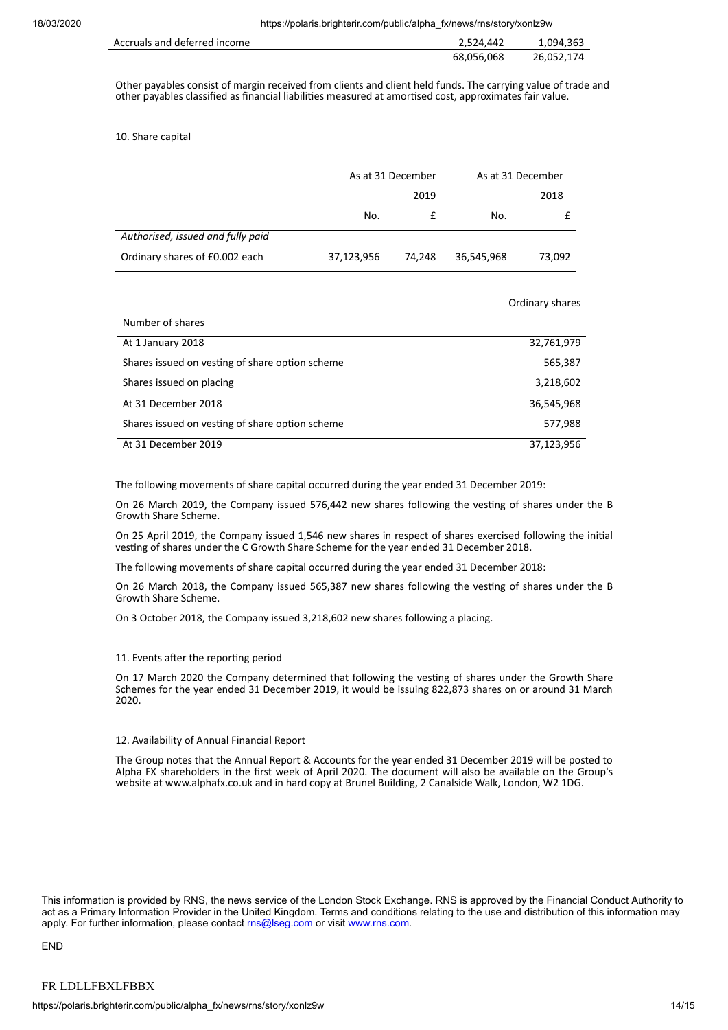| | | |
|---|---|---|
| Accruals and deferred income | 2,524,442 | 1,094,363 |
| | 68,056,068 | 26,052,174 |

Other payables consist of margin received from clients and client held funds. The carrying value of trade and other payables classified as financial liabilities measured at amortised cost, approximates fair value.

10. Share capital

| | As at 31 December | 2019 | As at 31 December | 2018 |
|---|---|---|---|---|
| | No. | £ | No. | £ |
| *Authorised, issued and fully paid* | | | | |
| Ordinary shares of £0.002 each | 37,123,956 | 74,248 | 36,545,968 | 73,092 |

| | Ordinary shares |
|---|---|
| Number of shares | |
| At 1 January 2018 | 32,761,979 |
| Shares issued on vesting of share option scheme | 565,387 |
| Shares issued on placing | 3,218,602 |
| At 31 December 2018 | 36,545,968 |
| Shares issued on vesting of share option scheme | 577,988 |
| At 31 December 2019 | 37,123,956 |

The following movements of share capital occurred during the year ended 31 December 2019:

On 26 March 2019, the Company issued 576,442 new shares following the vesting of shares under the B Growth Share Scheme.

On 25 April 2019, the Company issued 1,546 new shares in respect of shares exercised following the initial vesting of shares under the C Growth Share Scheme for the year ended 31 December 2018.

The following movements of share capital occurred during the year ended 31 December 2018:

On 26 March 2018, the Company issued 565,387 new shares following the vesting of shares under the B Growth Share Scheme.

On 3 October 2018, the Company issued 3,218,602 new shares following a placing.

11. Events after the reporting period

On 17 March 2020 the Company determined that following the vesting of shares under the Growth Share Schemes for the year ended 31 December 2019, it would be issuing 822,873 shares on or around 31 March 2020.

12. Availability of Annual Financial Report

The Group notes that the Annual Report & Accounts for the year ended 31 December 2019 will be posted to Alpha FX shareholders in the first week of April 2020. The document will also be available on the Group's website at www.alphafx.co.uk and in hard copy at Brunel Building, 2 Canalside Walk, London, W2 1DG.

This information is provided by RNS, the news service of the London Stock Exchange. RNS is approved by the Financial Conduct Authority to act as a Primary Information Provider in the United Kingdom. Terms and conditions relating to the use and distribution of this information may apply. For further information, please contact rns@lseg.com or visit www.rns.com.

END

FR LDLLFBXLFBBX